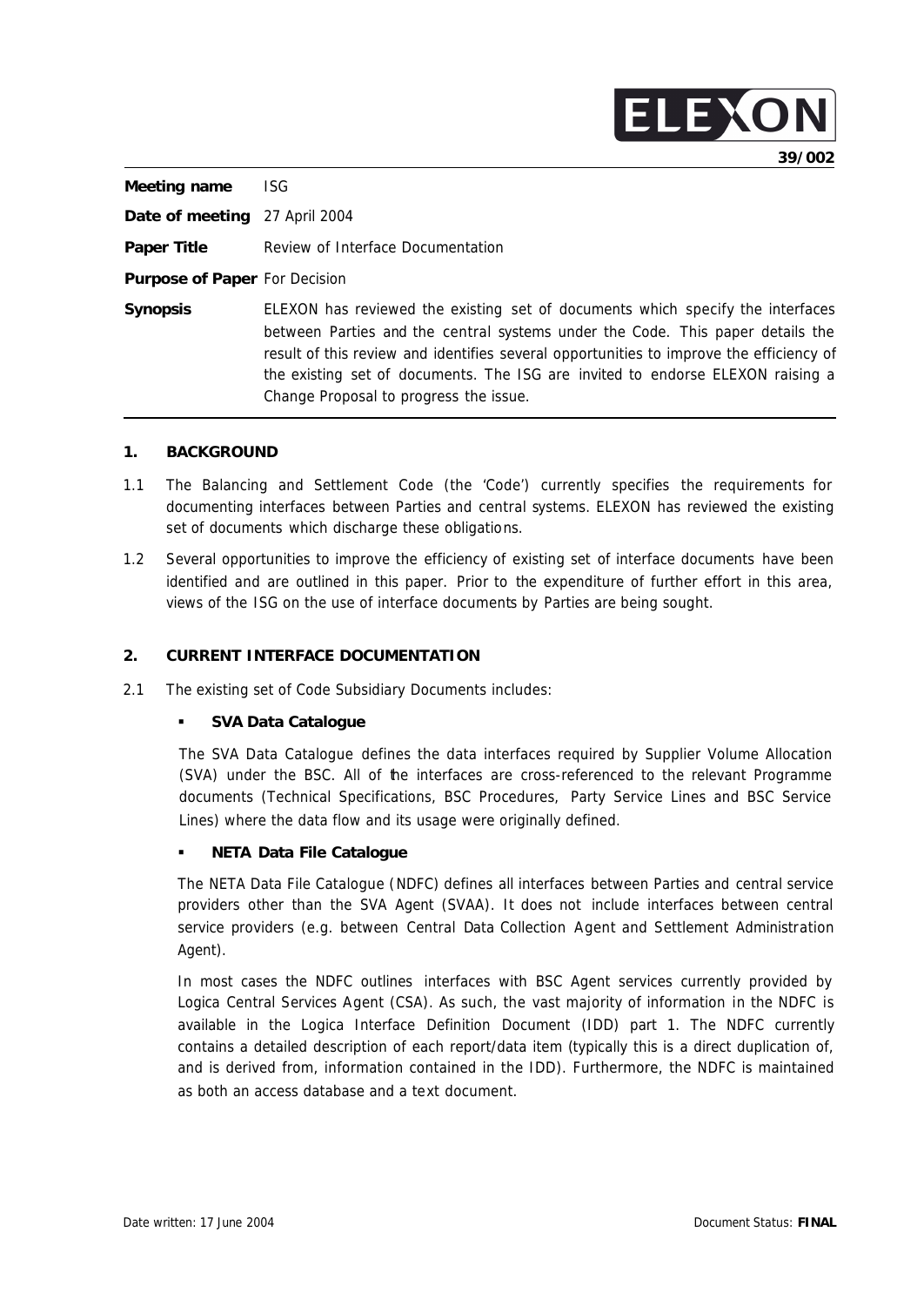ELEXON

39/002

| | |
|---|---|
| **Meeting name** | ISG |
| **Date of meeting** | 27 April 2004 |
| **Paper Title** | Review of Interface Documentation |
| **Purpose of Paper** | For Decision |
| **Synopsis** | ELEXON has reviewed the existing set of documents which specify the interfaces between Parties and the central systems under the Code. This paper details the result of this review and identifies several opportunities to improve the efficiency of the existing set of documents. The ISG are invited to endorse ELEXON raising a Change Proposal to progress the issue. |

## 1. BACKGROUND

1.1 The Balancing and Settlement Code (the 'Code') currently specifies the requirements for documenting interfaces between Parties and central systems. ELEXON has reviewed the existing set of documents which discharge these obligations.

1.2 Several opportunities to improve the efficiency of existing set of interface documents have been identified and are outlined in this paper. Prior to the expenditure of further effort in this area, views of the ISG on the use of interface documents by Parties are being sought.

## 2. CURRENT INTERFACE DOCUMENTATION

2.1 The existing set of Code Subsidiary Documents includes:

- **SVA Data Catalogue**

  The SVA Data Catalogue defines the data interfaces required by Supplier Volume Allocation (SVA) under the BSC. All of the interfaces are cross-referenced to the relevant Programme documents (Technical Specifications, BSC Procedures, Party Service Lines and BSC Service Lines) where the data flow and its usage were originally defined.

- **NETA Data File Catalogue**

  The NETA Data File Catalogue (NDFC) defines all interfaces between Parties and central service providers other than the SVA Agent (SVAA). It does not include interfaces between central service providers (e.g. between Central Data Collection Agent and Settlement Administration Agent).

  In most cases the NDFC outlines interfaces with BSC Agent services currently provided by Logica Central Services Agent (CSA). As such, the vast majority of information in the NDFC is available in the Logica Interface Definition Document (IDD) part 1. The NDFC currently contains a detailed description of each report/data item (typically this is a direct duplication of, and is derived from, information contained in the IDD). Furthermore, the NDFC is maintained as both an access database and a text document.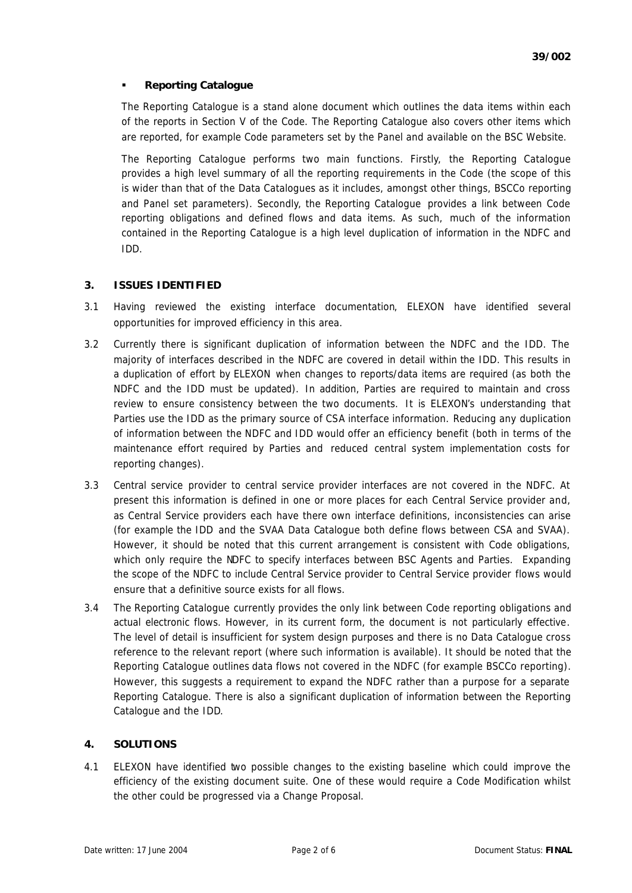- **Reporting Catalogue**

The Reporting Catalogue is a stand alone document which outlines the data items within each of the reports in Section V of the Code. The Reporting Catalogue also covers other items which are reported, for example Code parameters set by the Panel and available on the BSC Website.

The Reporting Catalogue performs two main functions. Firstly, the Reporting Catalogue provides a high level summary of all the reporting requirements in the Code (the scope of this is wider than that of the Data Catalogues as it includes, amongst other things, BSCCo reporting and Panel set parameters). Secondly, the Reporting Catalogue provides a link between Code reporting obligations and defined flows and data items. As such, much of the information contained in the Reporting Catalogue is a high level duplication of information in the NDFC and IDD.

## 3. ISSUES IDENTIFIED

3.1 Having reviewed the existing interface documentation, ELEXON have identified several opportunities for improved efficiency in this area.

3.2 Currently there is significant duplication of information between the NDFC and the IDD. The majority of interfaces described in the NDFC are covered in detail within the IDD. This results in a duplication of effort by ELEXON when changes to reports/data items are required (as both the NDFC and the IDD must be updated). In addition, Parties are required to maintain and cross review to ensure consistency between the two documents. It is ELEXON's understanding that Parties use the IDD as the primary source of CSA interface information. Reducing any duplication of information between the NDFC and IDD would offer an efficiency benefit (both in terms of the maintenance effort required by Parties and reduced central system implementation costs for reporting changes).

3.3 Central service provider to central service provider interfaces are not covered in the NDFC. At present this information is defined in one or more places for each Central Service provider and, as Central Service providers each have there own interface definitions, inconsistencies can arise (for example the IDD and the SVAA Data Catalogue both define flows between CSA and SVAA). However, it should be noted that this current arrangement is consistent with Code obligations, which only require the NDFC to specify interfaces between BSC Agents and Parties. Expanding the scope of the NDFC to include Central Service provider to Central Service provider flows would ensure that a definitive source exists for all flows.

3.4 The Reporting Catalogue currently provides the only link between Code reporting obligations and actual electronic flows. However, in its current form, the document is not particularly effective. The level of detail is insufficient for system design purposes and there is no Data Catalogue cross reference to the relevant report (where such information is available). It should be noted that the Reporting Catalogue outlines data flows not covered in the NDFC (for example BSCCo reporting). However, this suggests a requirement to expand the NDFC rather than a purpose for a separate Reporting Catalogue. There is also a significant duplication of information between the Reporting Catalogue and the IDD.

## 4. SOLUTIONS

4.1 ELEXON have identified two possible changes to the existing baseline which could improve the efficiency of the existing document suite. One of these would require a Code Modification whilst the other could be progressed via a Change Proposal.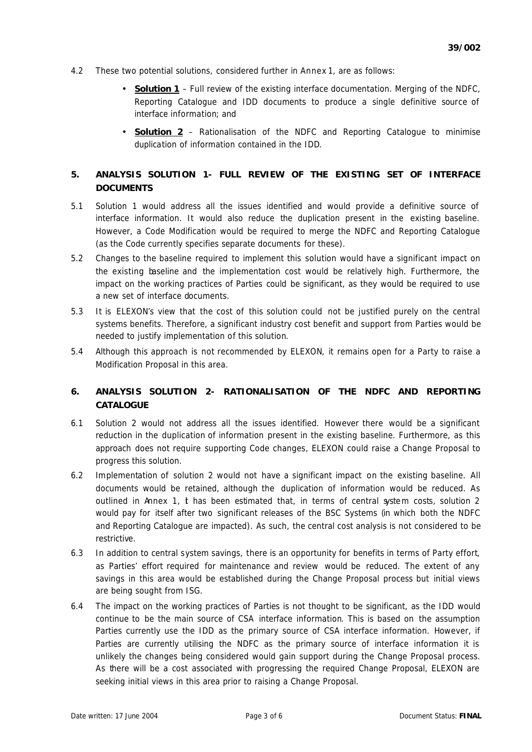4.2 These two potential solutions, considered further in Annex 1, are as follows:

- **Solution 1** – Full review of the existing interface documentation. Merging of the NDFC, Reporting Catalogue and IDD documents to produce a single definitive source of interface information; and
- **Solution 2** – Rationalisation of the NDFC and Reporting Catalogue to minimise duplication of information contained in the IDD.

## 5. ANALYSIS SOLUTION 1- FULL REVIEW OF THE EXISTING SET OF INTERFACE DOCUMENTS

5.1 Solution 1 would address all the issues identified and would provide a definitive source of interface information. It would also reduce the duplication present in the existing baseline. However, a Code Modification would be required to merge the NDFC and Reporting Catalogue (as the Code currently specifies separate documents for these).

5.2 Changes to the baseline required to implement this solution would have a significant impact on the existing baseline and the implementation cost would be relatively high. Furthermore, the impact on the working practices of Parties could be significant, as they would be required to use a new set of interface documents.

5.3 It is ELEXON's view that the cost of this solution could not be justified purely on the central systems benefits. Therefore, a significant industry cost benefit and support from Parties would be needed to justify implementation of this solution.

5.4 Although this approach is not recommended by ELEXON, it remains open for a Party to raise a Modification Proposal in this area.

## 6. ANALYSIS SOLUTION 2- RATIONALISATION OF THE NDFC AND REPORTING CATALOGUE

6.1 Solution 2 would not address all the issues identified. However there would be a significant reduction in the duplication of information present in the existing baseline. Furthermore, as this approach does not require supporting Code changes, ELEXON could raise a Change Proposal to progress this solution.

6.2 Implementation of solution 2 would not have a significant impact on the existing baseline. All documents would be retained, although the duplication of information would be reduced. As outlined in Annex 1, it has been estimated that, in terms of central system costs, solution 2 would pay for itself after two significant releases of the BSC Systems (in which both the NDFC and Reporting Catalogue are impacted). As such, the central cost analysis is not considered to be restrictive.

6.3 In addition to central system savings, there is an opportunity for benefits in terms of Party effort, as Parties' effort required for maintenance and review would be reduced. The extent of any savings in this area would be established during the Change Proposal process but initial views are being sought from ISG.

6.4 The impact on the working practices of Parties is not thought to be significant, as the IDD would continue to be the main source of CSA interface information. This is based on the assumption Parties currently use the IDD as the primary source of CSA interface information. However, if Parties are currently utilising the NDFC as the primary source of interface information it is unlikely the changes being considered would gain support during the Change Proposal process. As there will be a cost associated with progressing the required Change Proposal, ELEXON are seeking initial views in this area prior to raising a Change Proposal.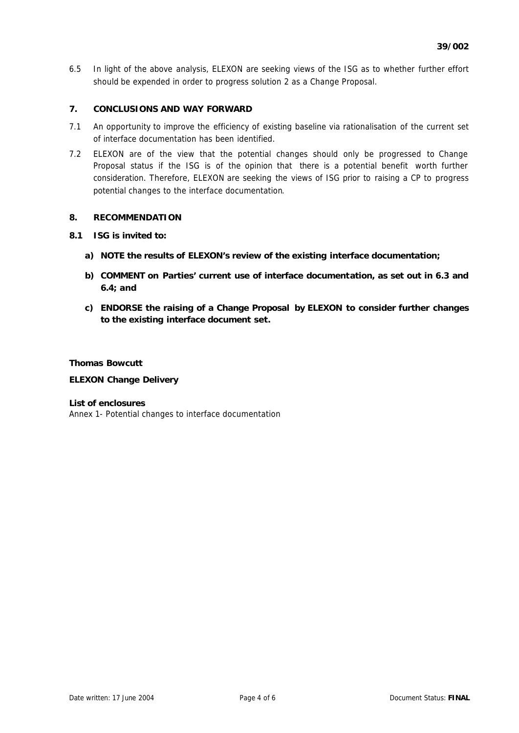6.5 In light of the above analysis, ELEXON are seeking views of the ISG as to whether further effort should be expended in order to progress solution 2 as a Change Proposal.

## 7. CONCLUSIONS AND WAY FORWARD

7.1 An opportunity to improve the efficiency of existing baseline via rationalisation of the current set of interface documentation has been identified.

7.2 ELEXON are of the view that the potential changes should only be progressed to Change Proposal status if the ISG is of the opinion that there is a potential benefit worth further consideration. Therefore, ELEXON are seeking the views of ISG prior to raising a CP to progress potential changes to the interface documentation.

## 8. RECOMMENDATION

**8.1 ISG is invited to:**

**a) NOTE the results of ELEXON's review of the existing interface documentation;**

**b) COMMENT on Parties' current use of interface documentation, as set out in 6.3 and 6.4; and**

**c) ENDORSE the raising of a Change Proposal by ELEXON to consider further changes to the existing interface document set.**

**Thomas Bowcutt**

**ELEXON Change Delivery**

**List of enclosures**

Annex 1- Potential changes to interface documentation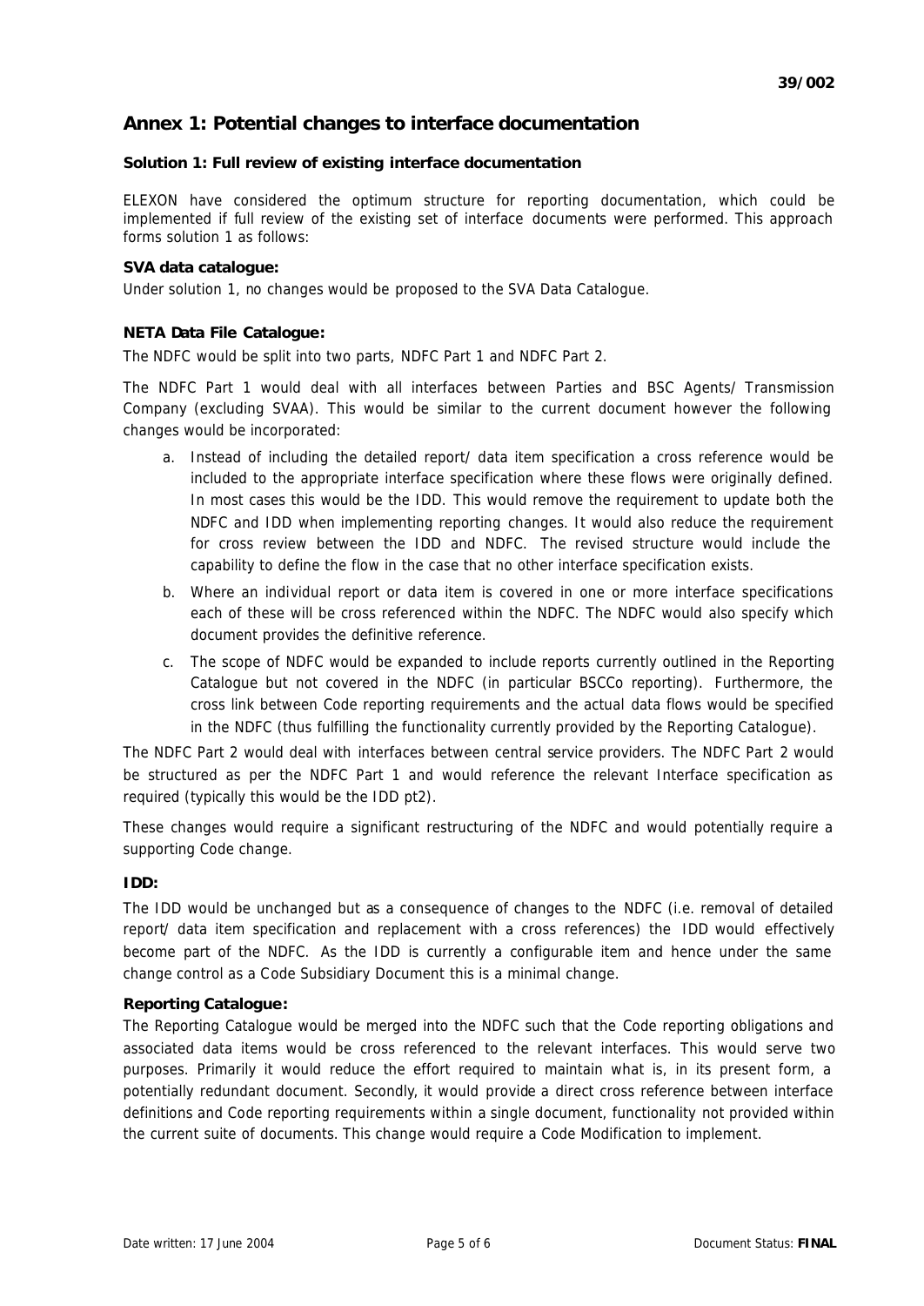## Annex 1: Potential changes to interface documentation

### Solution 1: Full review of existing interface documentation

ELEXON have considered the optimum structure for reporting documentation, which could be implemented if full review of the existing set of interface documents were performed. This approach forms solution 1 as follows:

**SVA data catalogue:**

Under solution 1, no changes would be proposed to the SVA Data Catalogue.

**NETA Data File Catalogue:**

The NDFC would be split into two parts, NDFC Part 1 and NDFC Part 2.

The NDFC Part 1 would deal with all interfaces between Parties and BSC Agents/ Transmission Company (excluding SVAA). This would be similar to the current document however the following changes would be incorporated:

a. Instead of including the detailed report/ data item specification a cross reference would be included to the appropriate interface specification where these flows were originally defined. In most cases this would be the IDD. This would remove the requirement to update both the NDFC and IDD when implementing reporting changes. It would also reduce the requirement for cross review between the IDD and NDFC. The revised structure would include the capability to define the flow in the case that no other interface specification exists.

b. Where an individual report or data item is covered in one or more interface specifications each of these will be cross referenced within the NDFC. The NDFC would also specify which document provides the definitive reference.

c. The scope of NDFC would be expanded to include reports currently outlined in the Reporting Catalogue but not covered in the NDFC (in particular BSCCo reporting). Furthermore, the cross link between Code reporting requirements and the actual data flows would be specified in the NDFC (thus fulfilling the functionality currently provided by the Reporting Catalogue).

The NDFC Part 2 would deal with interfaces between central service providers. The NDFC Part 2 would be structured as per the NDFC Part 1 and would reference the relevant Interface specification as required (typically this would be the IDD pt2).

These changes would require a significant restructuring of the NDFC and would potentially require a supporting Code change.

**IDD:**

The IDD would be unchanged but as a consequence of changes to the NDFC (i.e. removal of detailed report/ data item specification and replacement with a cross references) the IDD would effectively become part of the NDFC. As the IDD is currently a configurable item and hence under the same change control as a Code Subsidiary Document this is a minimal change.

**Reporting Catalogue:**

The Reporting Catalogue would be merged into the NDFC such that the Code reporting obligations and associated data items would be cross referenced to the relevant interfaces. This would serve two purposes. Primarily it would reduce the effort required to maintain what is, in its present form, a potentially redundant document. Secondly, it would provide a direct cross reference between interface definitions and Code reporting requirements within a single document, functionality not provided within the current suite of documents. This change would require a Code Modification to implement.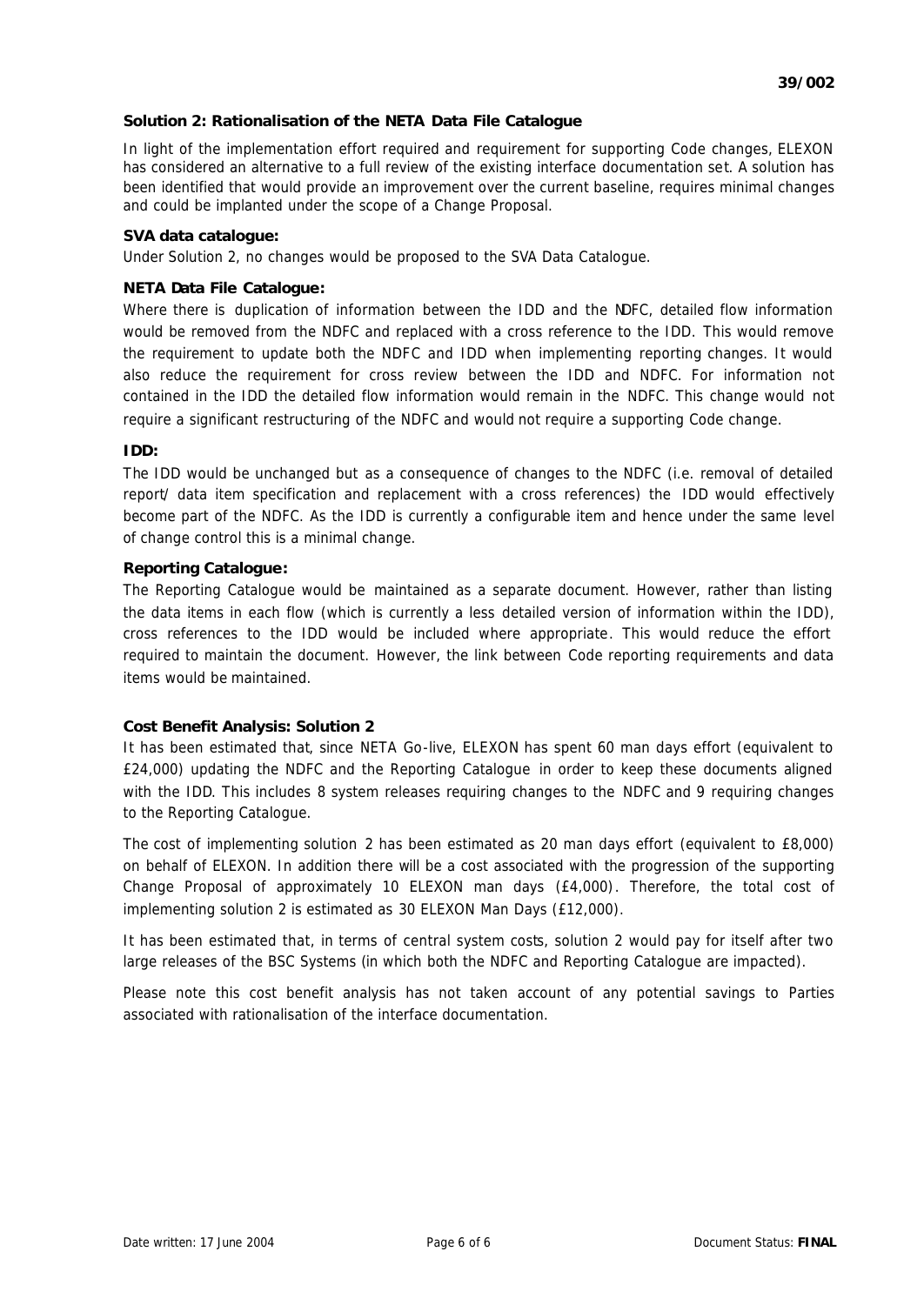**Solution 2: Rationalisation of the NETA Data File Catalogue**

In light of the implementation effort required and requirement for supporting Code changes, ELEXON has considered an alternative to a full review of the existing interface documentation set. A solution has been identified that would provide an improvement over the current baseline, requires minimal changes and could be implanted under the scope of a Change Proposal.

**SVA data catalogue:**

Under Solution 2, no changes would be proposed to the SVA Data Catalogue.

**NETA Data File Catalogue:**

Where there is duplication of information between the IDD and the NDFC, detailed flow information would be removed from the NDFC and replaced with a cross reference to the IDD. This would remove the requirement to update both the NDFC and IDD when implementing reporting changes. It would also reduce the requirement for cross review between the IDD and NDFC. For information not contained in the IDD the detailed flow information would remain in the NDFC. This change would not require a significant restructuring of the NDFC and would not require a supporting Code change.

**IDD:**

The IDD would be unchanged but as a consequence of changes to the NDFC (i.e. removal of detailed report/ data item specification and replacement with a cross references) the IDD would effectively become part of the NDFC. As the IDD is currently a configurable item and hence under the same level of change control this is a minimal change.

**Reporting Catalogue:**

The Reporting Catalogue would be maintained as a separate document. However, rather than listing the data items in each flow (which is currently a less detailed version of information within the IDD), cross references to the IDD would be included where appropriate. This would reduce the effort required to maintain the document. However, the link between Code reporting requirements and data items would be maintained.

**Cost Benefit Analysis: Solution 2**

It has been estimated that, since NETA Go-live, ELEXON has spent 60 man days effort (equivalent to £24,000) updating the NDFC and the Reporting Catalogue in order to keep these documents aligned with the IDD. This includes 8 system releases requiring changes to the NDFC and 9 requiring changes to the Reporting Catalogue.

The cost of implementing solution 2 has been estimated as 20 man days effort (equivalent to £8,000) on behalf of ELEXON. In addition there will be a cost associated with the progression of the supporting Change Proposal of approximately 10 ELEXON man days (£4,000). Therefore, the total cost of implementing solution 2 is estimated as 30 ELEXON Man Days (£12,000).

It has been estimated that, in terms of central system costs, solution 2 would pay for itself after two large releases of the BSC Systems (in which both the NDFC and Reporting Catalogue are impacted).

Please note this cost benefit analysis has not taken account of any potential savings to Parties associated with rationalisation of the interface documentation.